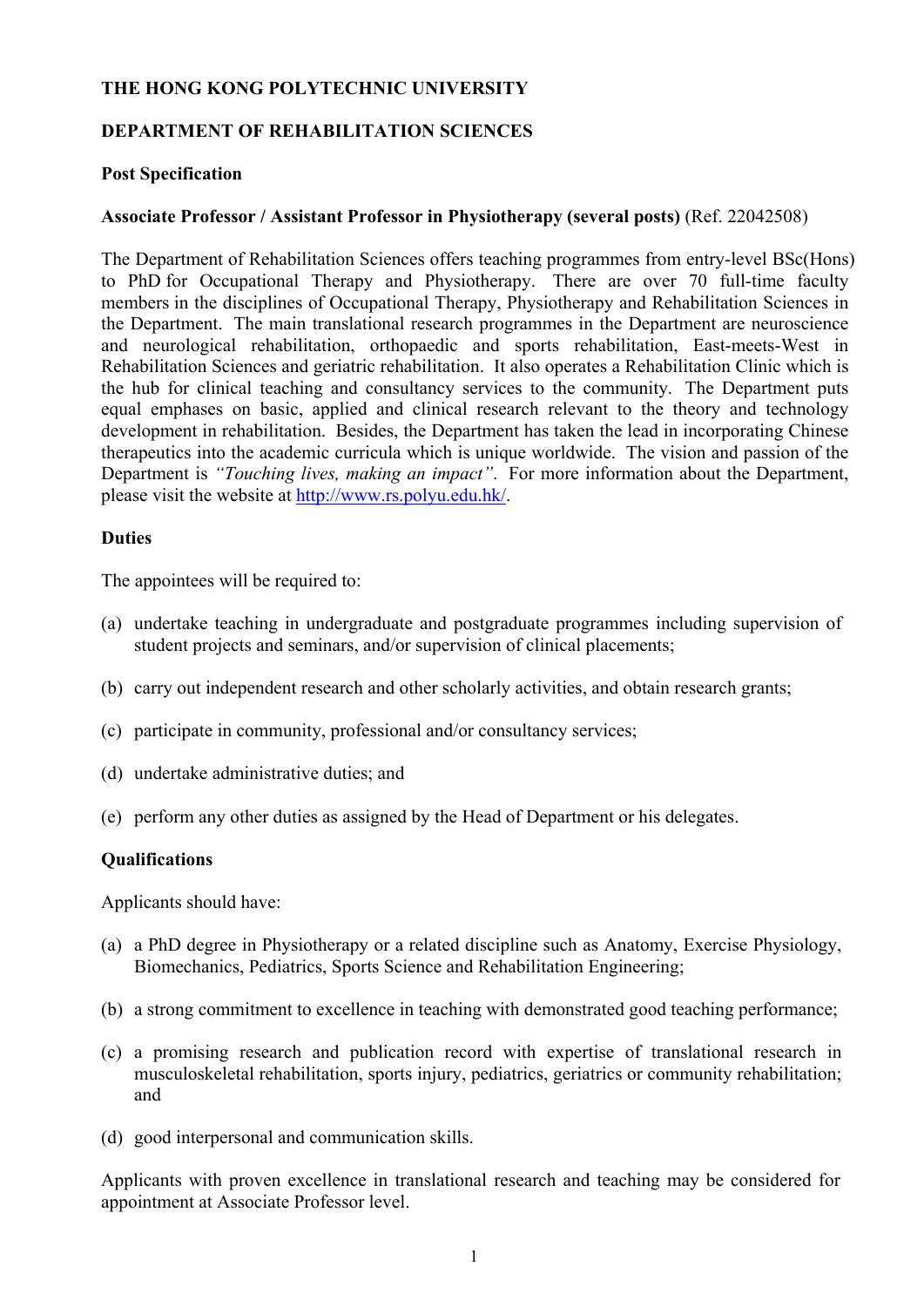**THE HONG KONG POLYTECHNIC UNIVERSITY**

**DEPARTMENT OF REHABILITATION SCIENCES**

**Post Specification**

**Associate Professor / Assistant Professor in Physiotherapy (several posts)** (Ref. 22042508)

The Department of Rehabilitation Sciences offers teaching programmes from entry-level BSc(Hons) to PhD for Occupational Therapy and Physiotherapy. There are over 70 full-time faculty members in the disciplines of Occupational Therapy, Physiotherapy and Rehabilitation Sciences in the Department. The main translational research programmes in the Department are neuroscience and neurological rehabilitation, orthopaedic and sports rehabilitation, East-meets-West in Rehabilitation Sciences and geriatric rehabilitation. It also operates a Rehabilitation Clinic which is the hub for clinical teaching and consultancy services to the community. The Department puts equal emphases on basic, applied and clinical research relevant to the theory and technology development in rehabilitation. Besides, the Department has taken the lead in incorporating Chinese therapeutics into the academic curricula which is unique worldwide. The vision and passion of the Department is *"Touching lives, making an impact"*. For more information about the Department, please visit the website at http://www.rs.polyu.edu.hk/.

**Duties**

The appointees will be required to:

(a) undertake teaching in undergraduate and postgraduate programmes including supervision of student projects and seminars, and/or supervision of clinical placements;

(b) carry out independent research and other scholarly activities, and obtain research grants;

(c) participate in community, professional and/or consultancy services;

(d) undertake administrative duties; and

(e) perform any other duties as assigned by the Head of Department or his delegates.

**Qualifications**

Applicants should have:

(a) a PhD degree in Physiotherapy or a related discipline such as Anatomy, Exercise Physiology, Biomechanics, Pediatrics, Sports Science and Rehabilitation Engineering;

(b) a strong commitment to excellence in teaching with demonstrated good teaching performance;

(c) a promising research and publication record with expertise of translational research in musculoskeletal rehabilitation, sports injury, pediatrics, geriatrics or community rehabilitation; and

(d) good interpersonal and communication skills.

Applicants with proven excellence in translational research and teaching may be considered for appointment at Associate Professor level.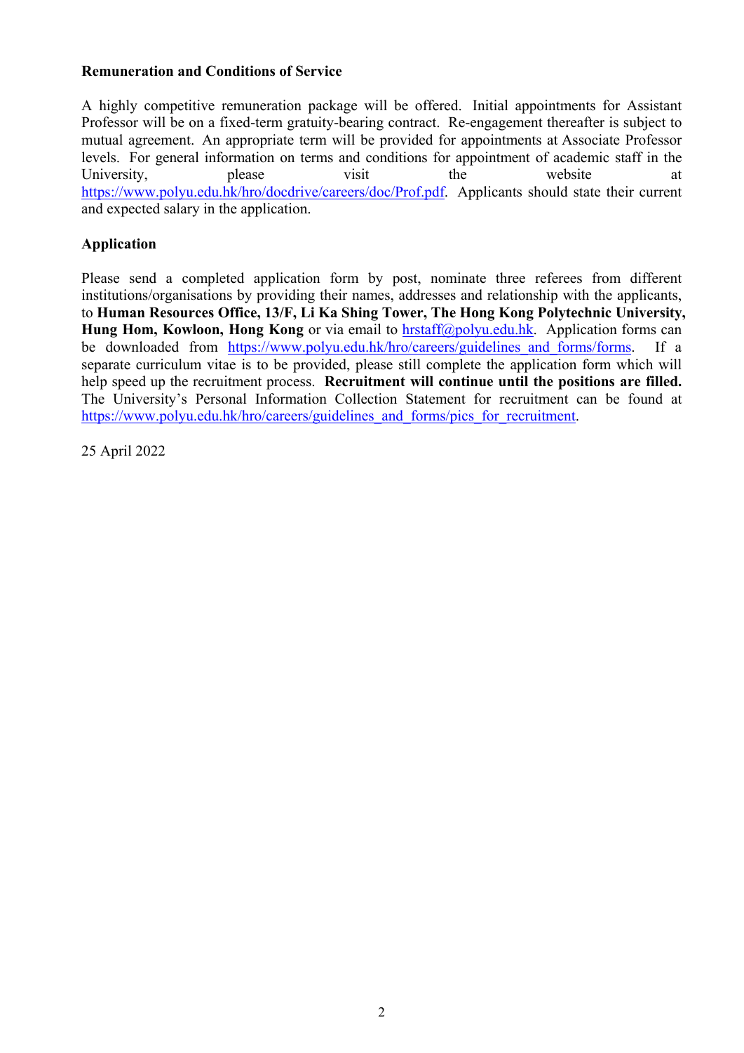**Remuneration and Conditions of Service**

A highly competitive remuneration package will be offered. Initial appointments for Assistant Professor will be on a fixed-term gratuity-bearing contract. Re-engagement thereafter is subject to mutual agreement. An appropriate term will be provided for appointments at Associate Professor levels. For general information on terms and conditions for appointment of academic staff in the University, please visit the website at https://www.polyu.edu.hk/hro/docdrive/careers/doc/Prof.pdf. Applicants should state their current and expected salary in the application.

**Application**

Please send a completed application form by post, nominate three referees from different institutions/organisations by providing their names, addresses and relationship with the applicants, to **Human Resources Office, 13/F, Li Ka Shing Tower, The Hong Kong Polytechnic University, Hung Hom, Kowloon, Hong Kong** or via email to hrstaff@polyu.edu.hk. Application forms can be downloaded from https://www.polyu.edu.hk/hro/careers/guidelines_and_forms/forms. If a separate curriculum vitae is to be provided, please still complete the application form which will help speed up the recruitment process. **Recruitment will continue until the positions are filled.** The University's Personal Information Collection Statement for recruitment can be found at https://www.polyu.edu.hk/hro/careers/guidelines_and_forms/pics_for_recruitment.

25 April 2022